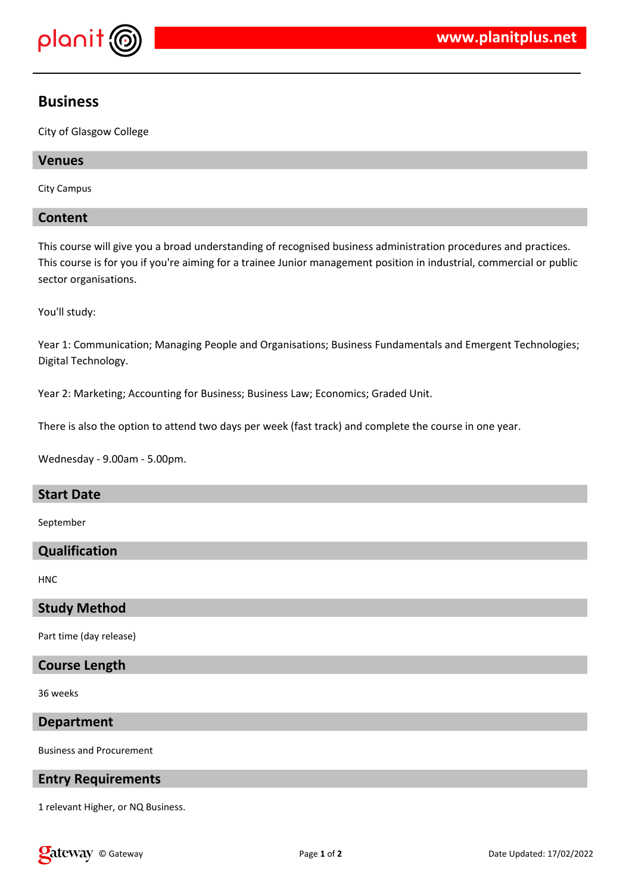# Business

City of Glasgow College

## Venues

City Campus

## Content

This course will give you a broad understanding of recognised business administration procedures and practices. This course is for you if you're aiming for a trainee Junior management position in industrial, commercial or public sector organisations.

You'll study:

Year 1: Communication; Managing People and Organisations; Business Fundamentals and Emergent Technologies; Digital Technology.

Year 2: Marketing; Accounting for Business; Business Law; Economics; Graded Unit.

There is also the option to attend two days per week (fast track) and complete the course in one year.

Wednesday - 9.00am - 5.00pm.

## Start Date

September

## Qualification

HNC

## Study Method

Part time (day release)

## Course Length

36 weeks

## Department

Business and Procurement

## Entry Requirements

1 relevant Higher, or NQ Business.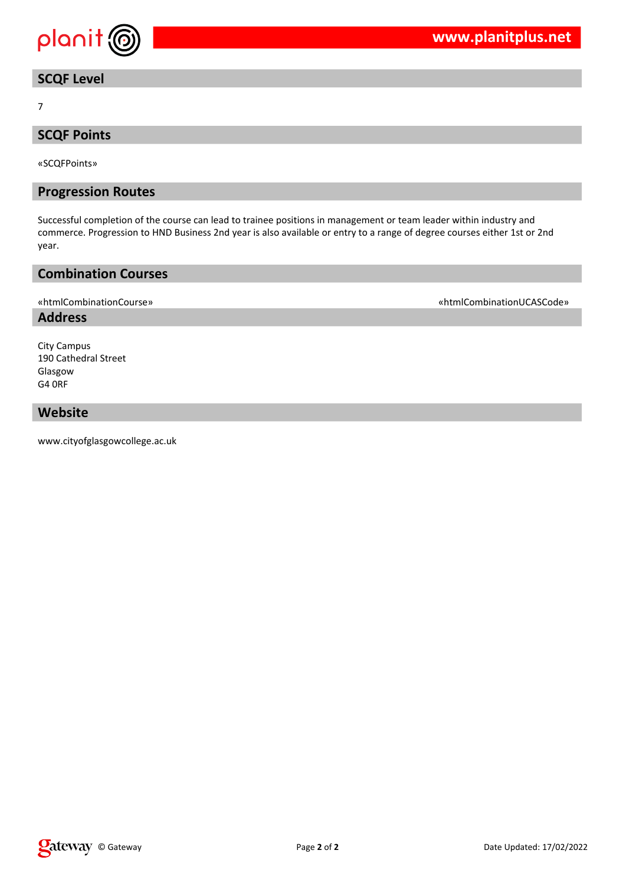## SCQF Level

7

## SCQF Points

«SCQFPoints»

## Progression Routes

Successful completion of the course can lead to trainee positions in management or team leader within industry and commerce. Progression to HND Business 2nd year is also available or entry to a range of degree courses either 1st or 2nd year.

## Combination Courses

«htmlCombinationCourse» «htmlCombinationUCASCode»

## Address

City Campus
190 Cathedral Street
Glasgow
G4 0RF

## Website

www.cityofglasgowcollege.ac.uk